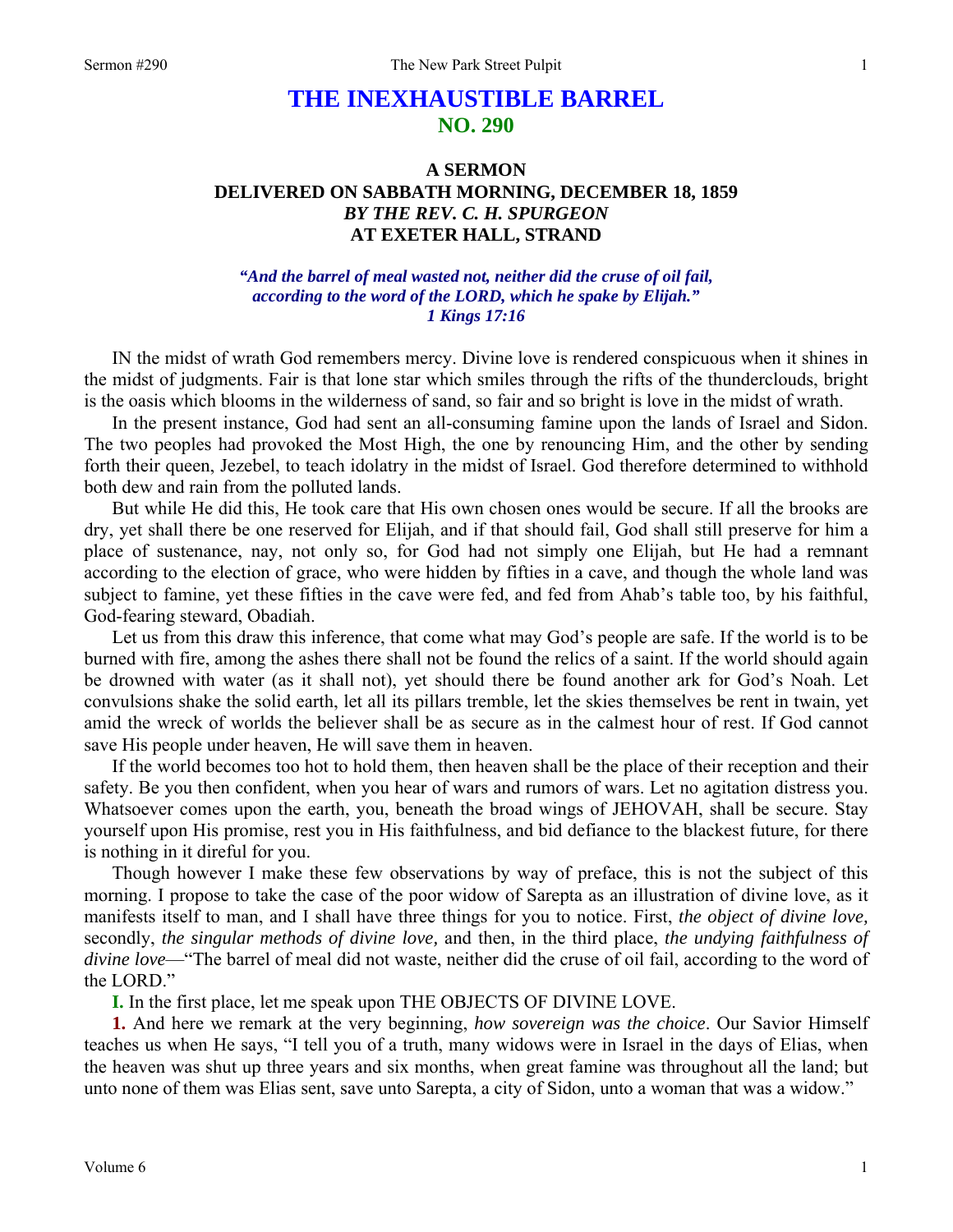# THE INEXHAUSTIBLE BARREL
## NO. 290

### A SERMON
### DELIVERED ON SABBATH MORNING, DECEMBER 18, 1859
### *BY THE REV. C. H. SPURGEON*
### AT EXETER HALL, STRAND

***"And the barrel of meal wasted not, neither did the cruse of oil fail, according to the word of the LORD, which he spake by Elijah."***
***1 Kings 17:16***

IN the midst of wrath God remembers mercy. Divine love is rendered conspicuous when it shines in the midst of judgments. Fair is that lone star which smiles through the rifts of the thunderclouds, bright is the oasis which blooms in the wilderness of sand, so fair and so bright is love in the midst of wrath.

In the present instance, God had sent an all-consuming famine upon the lands of Israel and Sidon. The two peoples had provoked the Most High, the one by renouncing Him, and the other by sending forth their queen, Jezebel, to teach idolatry in the midst of Israel. God therefore determined to withhold both dew and rain from the polluted lands.

But while He did this, He took care that His own chosen ones would be secure. If all the brooks are dry, yet shall there be one reserved for Elijah, and if that should fail, God shall still preserve for him a place of sustenance, nay, not only so, for God had not simply one Elijah, but He had a remnant according to the election of grace, who were hidden by fifties in a cave, and though the whole land was subject to famine, yet these fifties in the cave were fed, and fed from Ahab's table too, by his faithful, God-fearing steward, Obadiah.

Let us from this draw this inference, that come what may God's people are safe. If the world is to be burned with fire, among the ashes there shall not be found the relics of a saint. If the world should again be drowned with water (as it shall not), yet should there be found another ark for God's Noah. Let convulsions shake the solid earth, let all its pillars tremble, let the skies themselves be rent in twain, yet amid the wreck of worlds the believer shall be as secure as in the calmest hour of rest. If God cannot save His people under heaven, He will save them in heaven.

If the world becomes too hot to hold them, then heaven shall be the place of their reception and their safety. Be you then confident, when you hear of wars and rumors of wars. Let no agitation distress you. Whatsoever comes upon the earth, you, beneath the broad wings of JEHOVAH, shall be secure. Stay yourself upon His promise, rest you in His faithfulness, and bid defiance to the blackest future, for there is nothing in it direful for you.

Though however I make these few observations by way of preface, this is not the subject of this morning. I propose to take the case of the poor widow of Sarepta as an illustration of divine love, as it manifests itself to man, and I shall have three things for you to notice. First, *the object of divine love,* secondly, *the singular methods of divine love,* and then, in the third place, *the undying faithfulness of divine love*—"The barrel of meal did not waste, neither did the cruse of oil fail, according to the word of the LORD."

**I.** In the first place, let me speak upon THE OBJECTS OF DIVINE LOVE.

**1.** And here we remark at the very beginning, *how sovereign was the choice*. Our Savior Himself teaches us when He says, "I tell you of a truth, many widows were in Israel in the days of Elias, when the heaven was shut up three years and six months, when great famine was throughout all the land; but unto none of them was Elias sent, save unto Sarepta, a city of Sidon, unto a woman that was a widow."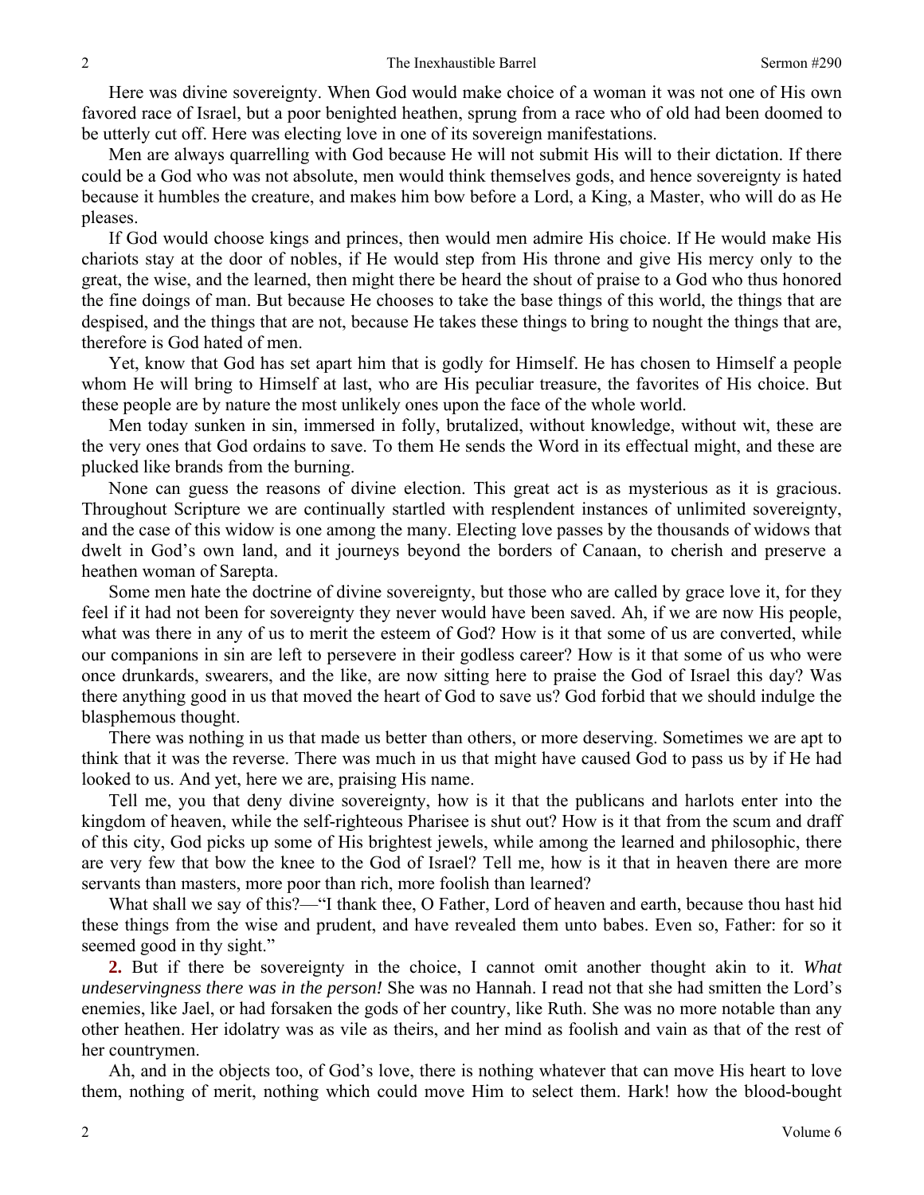Here was divine sovereignty. When God would make choice of a woman it was not one of His own favored race of Israel, but a poor benighted heathen, sprung from a race who of old had been doomed to be utterly cut off. Here was electing love in one of its sovereign manifestations.

Men are always quarrelling with God because He will not submit His will to their dictation. If there could be a God who was not absolute, men would think themselves gods, and hence sovereignty is hated because it humbles the creature, and makes him bow before a Lord, a King, a Master, who will do as He pleases.

If God would choose kings and princes, then would men admire His choice. If He would make His chariots stay at the door of nobles, if He would step from His throne and give His mercy only to the great, the wise, and the learned, then might there be heard the shout of praise to a God who thus honored the fine doings of man. But because He chooses to take the base things of this world, the things that are despised, and the things that are not, because He takes these things to bring to nought the things that are, therefore is God hated of men.

Yet, know that God has set apart him that is godly for Himself. He has chosen to Himself a people whom He will bring to Himself at last, who are His peculiar treasure, the favorites of His choice. But these people are by nature the most unlikely ones upon the face of the whole world.

Men today sunken in sin, immersed in folly, brutalized, without knowledge, without wit, these are the very ones that God ordains to save. To them He sends the Word in its effectual might, and these are plucked like brands from the burning.

None can guess the reasons of divine election. This great act is as mysterious as it is gracious. Throughout Scripture we are continually startled with resplendent instances of unlimited sovereignty, and the case of this widow is one among the many. Electing love passes by the thousands of widows that dwelt in God's own land, and it journeys beyond the borders of Canaan, to cherish and preserve a heathen woman of Sarepta.

Some men hate the doctrine of divine sovereignty, but those who are called by grace love it, for they feel if it had not been for sovereignty they never would have been saved. Ah, if we are now His people, what was there in any of us to merit the esteem of God? How is it that some of us are converted, while our companions in sin are left to persevere in their godless career? How is it that some of us who were once drunkards, swearers, and the like, are now sitting here to praise the God of Israel this day? Was there anything good in us that moved the heart of God to save us? God forbid that we should indulge the blasphemous thought.

There was nothing in us that made us better than others, or more deserving. Sometimes we are apt to think that it was the reverse. There was much in us that might have caused God to pass us by if He had looked to us. And yet, here we are, praising His name.

Tell me, you that deny divine sovereignty, how is it that the publicans and harlots enter into the kingdom of heaven, while the self-righteous Pharisee is shut out? How is it that from the scum and draff of this city, God picks up some of His brightest jewels, while among the learned and philosophic, there are very few that bow the knee to the God of Israel? Tell me, how is it that in heaven there are more servants than masters, more poor than rich, more foolish than learned?

What shall we say of this?—"I thank thee, O Father, Lord of heaven and earth, because thou hast hid these things from the wise and prudent, and have revealed them unto babes. Even so, Father: for so it seemed good in thy sight."

**2.** But if there be sovereignty in the choice, I cannot omit another thought akin to it. *What undeservingness there was in the person!* She was no Hannah. I read not that she had smitten the Lord's enemies, like Jael, or had forsaken the gods of her country, like Ruth. She was no more notable than any other heathen. Her idolatry was as vile as theirs, and her mind as foolish and vain as that of the rest of her countrymen.

Ah, and in the objects too, of God's love, there is nothing whatever that can move His heart to love them, nothing of merit, nothing which could move Him to select them. Hark! how the blood-bought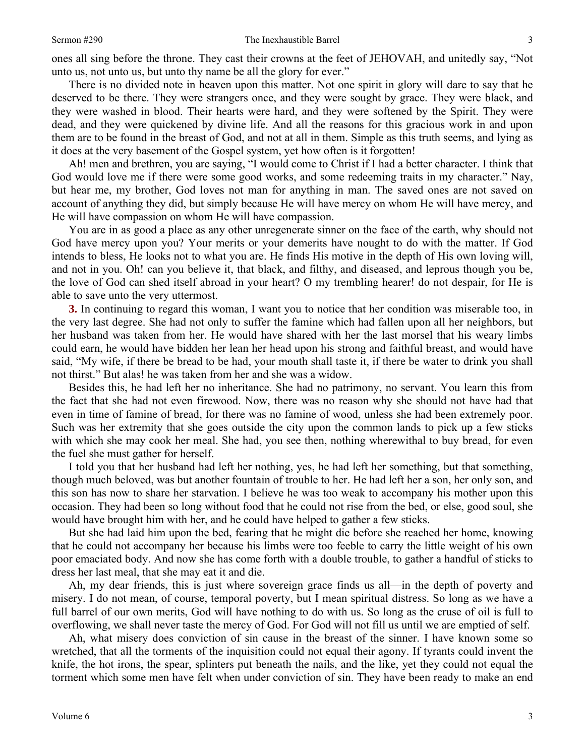ones all sing before the throne. They cast their crowns at the feet of JEHOVAH, and unitedly say, "Not unto us, not unto us, but unto thy name be all the glory for ever."

There is no divided note in heaven upon this matter. Not one spirit in glory will dare to say that he deserved to be there. They were strangers once, and they were sought by grace. They were black, and they were washed in blood. Their hearts were hard, and they were softened by the Spirit. They were dead, and they were quickened by divine life. And all the reasons for this gracious work in and upon them are to be found in the breast of God, and not at all in them. Simple as this truth seems, and lying as it does at the very basement of the Gospel system, yet how often is it forgotten!

Ah! men and brethren, you are saying, "I would come to Christ if I had a better character. I think that God would love me if there were some good works, and some redeeming traits in my character." Nay, but hear me, my brother, God loves not man for anything in man. The saved ones are not saved on account of anything they did, but simply because He will have mercy on whom He will have mercy, and He will have compassion on whom He will have compassion.

You are in as good a place as any other unregenerate sinner on the face of the earth, why should not God have mercy upon you? Your merits or your demerits have nought to do with the matter. If God intends to bless, He looks not to what you are. He finds His motive in the depth of His own loving will, and not in you. Oh! can you believe it, that black, and filthy, and diseased, and leprous though you be, the love of God can shed itself abroad in your heart? O my trembling hearer! do not despair, for He is able to save unto the very uttermost.

**3.** In continuing to regard this woman, I want you to notice that her condition was miserable too, in the very last degree. She had not only to suffer the famine which had fallen upon all her neighbors, but her husband was taken from her. He would have shared with her the last morsel that his weary limbs could earn, he would have bidden her lean her head upon his strong and faithful breast, and would have said, "My wife, if there be bread to be had, your mouth shall taste it, if there be water to drink you shall not thirst." But alas! he was taken from her and she was a widow.

Besides this, he had left her no inheritance. She had no patrimony, no servant. You learn this from the fact that she had not even firewood. Now, there was no reason why she should not have had that even in time of famine of bread, for there was no famine of wood, unless she had been extremely poor. Such was her extremity that she goes outside the city upon the common lands to pick up a few sticks with which she may cook her meal. She had, you see then, nothing wherewithal to buy bread, for even the fuel she must gather for herself.

I told you that her husband had left her nothing, yes, he had left her something, but that something, though much beloved, was but another fountain of trouble to her. He had left her a son, her only son, and this son has now to share her starvation. I believe he was too weak to accompany his mother upon this occasion. They had been so long without food that he could not rise from the bed, or else, good soul, she would have brought him with her, and he could have helped to gather a few sticks.

But she had laid him upon the bed, fearing that he might die before she reached her home, knowing that he could not accompany her because his limbs were too feeble to carry the little weight of his own poor emaciated body. And now she has come forth with a double trouble, to gather a handful of sticks to dress her last meal, that she may eat it and die.

Ah, my dear friends, this is just where sovereign grace finds us all—in the depth of poverty and misery. I do not mean, of course, temporal poverty, but I mean spiritual distress. So long as we have a full barrel of our own merits, God will have nothing to do with us. So long as the cruse of oil is full to overflowing, we shall never taste the mercy of God. For God will not fill us until we are emptied of self.

Ah, what misery does conviction of sin cause in the breast of the sinner. I have known some so wretched, that all the torments of the inquisition could not equal their agony. If tyrants could invent the knife, the hot irons, the spear, splinters put beneath the nails, and the like, yet they could not equal the torment which some men have felt when under conviction of sin. They have been ready to make an end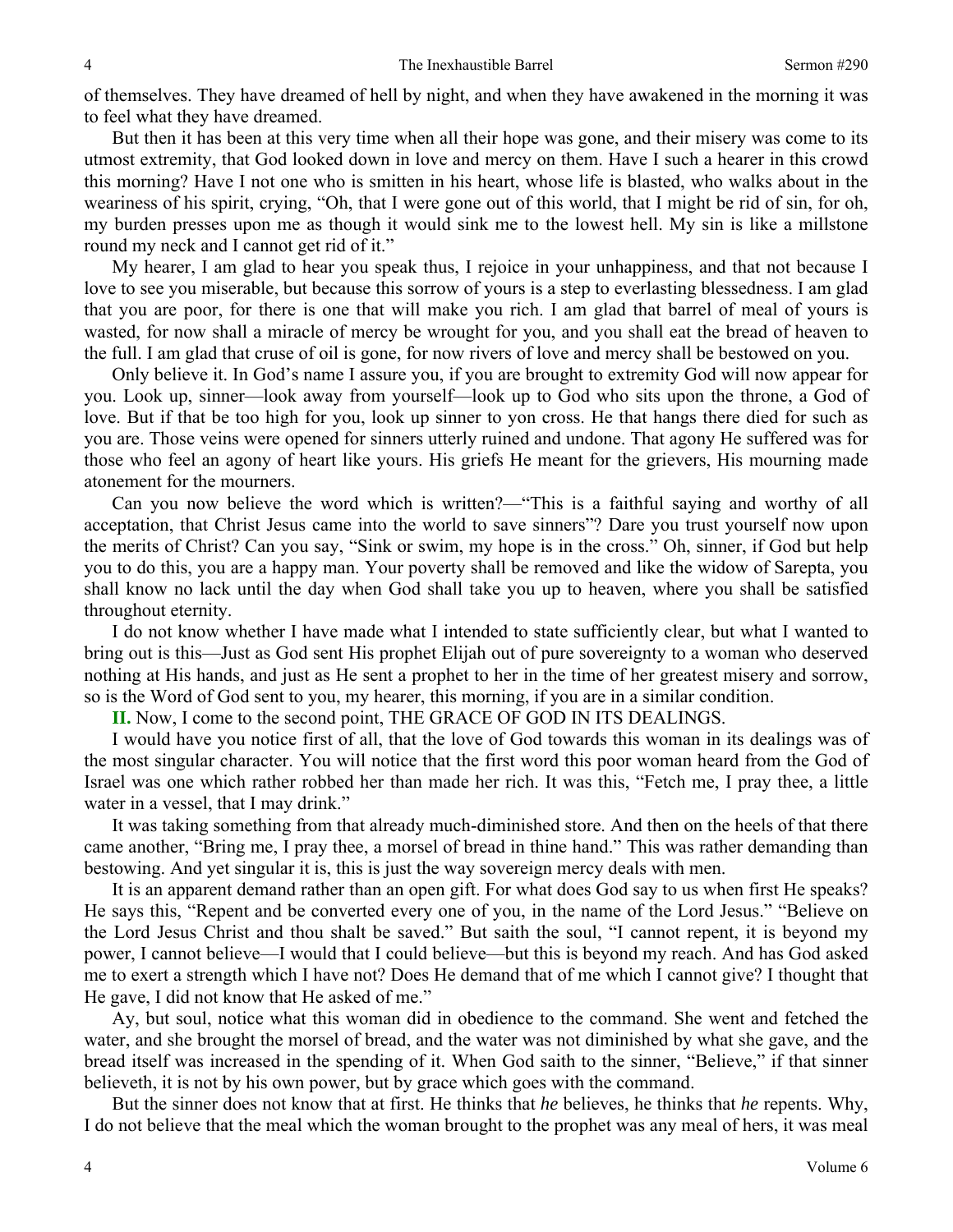of themselves. They have dreamed of hell by night, and when they have awakened in the morning it was to feel what they have dreamed.

But then it has been at this very time when all their hope was gone, and their misery was come to its utmost extremity, that God looked down in love and mercy on them. Have I such a hearer in this crowd this morning? Have I not one who is smitten in his heart, whose life is blasted, who walks about in the weariness of his spirit, crying, "Oh, that I were gone out of this world, that I might be rid of sin, for oh, my burden presses upon me as though it would sink me to the lowest hell. My sin is like a millstone round my neck and I cannot get rid of it."

My hearer, I am glad to hear you speak thus, I rejoice in your unhappiness, and that not because I love to see you miserable, but because this sorrow of yours is a step to everlasting blessedness. I am glad that you are poor, for there is one that will make you rich. I am glad that barrel of meal of yours is wasted, for now shall a miracle of mercy be wrought for you, and you shall eat the bread of heaven to the full. I am glad that cruse of oil is gone, for now rivers of love and mercy shall be bestowed on you.

Only believe it. In God's name I assure you, if you are brought to extremity God will now appear for you. Look up, sinner—look away from yourself—look up to God who sits upon the throne, a God of love. But if that be too high for you, look up sinner to yon cross. He that hangs there died for such as you are. Those veins were opened for sinners utterly ruined and undone. That agony He suffered was for those who feel an agony of heart like yours. His griefs He meant for the grievers, His mourning made atonement for the mourners.

Can you now believe the word which is written?—"This is a faithful saying and worthy of all acceptation, that Christ Jesus came into the world to save sinners"? Dare you trust yourself now upon the merits of Christ? Can you say, "Sink or swim, my hope is in the cross." Oh, sinner, if God but help you to do this, you are a happy man. Your poverty shall be removed and like the widow of Sarepta, you shall know no lack until the day when God shall take you up to heaven, where you shall be satisfied throughout eternity.

I do not know whether I have made what I intended to state sufficiently clear, but what I wanted to bring out is this—Just as God sent His prophet Elijah out of pure sovereignty to a woman who deserved nothing at His hands, and just as He sent a prophet to her in the time of her greatest misery and sorrow, so is the Word of God sent to you, my hearer, this morning, if you are in a similar condition.

**II.** Now, I come to the second point, THE GRACE OF GOD IN ITS DEALINGS.

I would have you notice first of all, that the love of God towards this woman in its dealings was of the most singular character. You will notice that the first word this poor woman heard from the God of Israel was one which rather robbed her than made her rich. It was this, "Fetch me, I pray thee, a little water in a vessel, that I may drink."

It was taking something from that already much-diminished store. And then on the heels of that there came another, "Bring me, I pray thee, a morsel of bread in thine hand." This was rather demanding than bestowing. And yet singular it is, this is just the way sovereign mercy deals with men.

It is an apparent demand rather than an open gift. For what does God say to us when first He speaks? He says this, "Repent and be converted every one of you, in the name of the Lord Jesus." "Believe on the Lord Jesus Christ and thou shalt be saved." But saith the soul, "I cannot repent, it is beyond my power, I cannot believe—I would that I could believe—but this is beyond my reach. And has God asked me to exert a strength which I have not? Does He demand that of me which I cannot give? I thought that He gave, I did not know that He asked of me."

Ay, but soul, notice what this woman did in obedience to the command. She went and fetched the water, and she brought the morsel of bread, and the water was not diminished by what she gave, and the bread itself was increased in the spending of it. When God saith to the sinner, "Believe," if that sinner believeth, it is not by his own power, but by grace which goes with the command.

But the sinner does not know that at first. He thinks that *he* believes, he thinks that *he* repents. Why, I do not believe that the meal which the woman brought to the prophet was any meal of hers, it was meal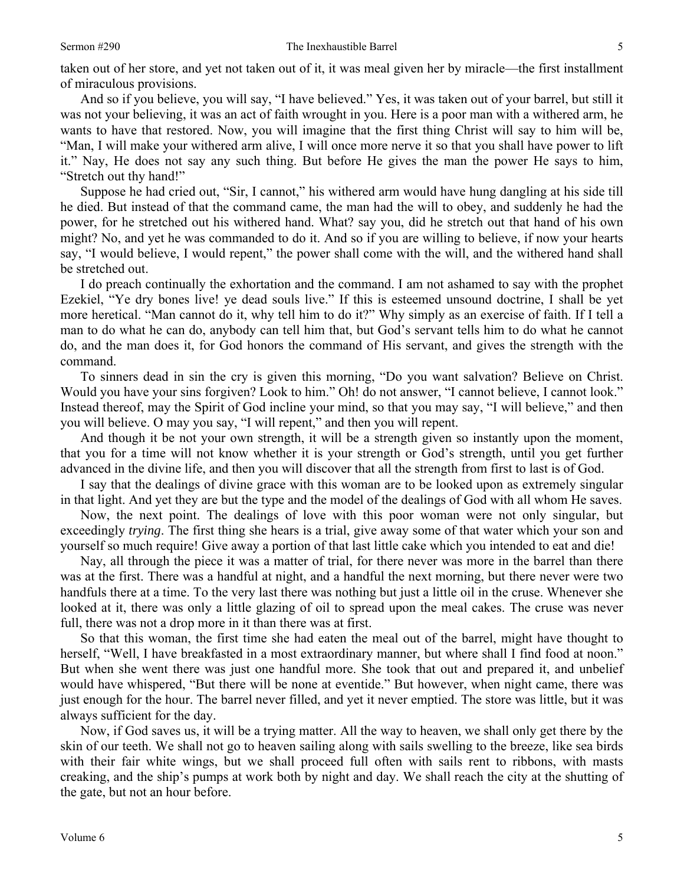taken out of her store, and yet not taken out of it, it was meal given her by miracle—the first installment of miraculous provisions.

And so if you believe, you will say, "I have believed." Yes, it was taken out of your barrel, but still it was not your believing, it was an act of faith wrought in you. Here is a poor man with a withered arm, he wants to have that restored. Now, you will imagine that the first thing Christ will say to him will be, "Man, I will make your withered arm alive, I will once more nerve it so that you shall have power to lift it." Nay, He does not say any such thing. But before He gives the man the power He says to him, "Stretch out thy hand!"

Suppose he had cried out, "Sir, I cannot," his withered arm would have hung dangling at his side till he died. But instead of that the command came, the man had the will to obey, and suddenly he had the power, for he stretched out his withered hand. What? say you, did he stretch out that hand of his own might? No, and yet he was commanded to do it. And so if you are willing to believe, if now your hearts say, "I would believe, I would repent," the power shall come with the will, and the withered hand shall be stretched out.

I do preach continually the exhortation and the command. I am not ashamed to say with the prophet Ezekiel, "Ye dry bones live! ye dead souls live." If this is esteemed unsound doctrine, I shall be yet more heretical. "Man cannot do it, why tell him to do it?" Why simply as an exercise of faith. If I tell a man to do what he can do, anybody can tell him that, but God's servant tells him to do what he cannot do, and the man does it, for God honors the command of His servant, and gives the strength with the command.

To sinners dead in sin the cry is given this morning, "Do you want salvation? Believe on Christ. Would you have your sins forgiven? Look to him." Oh! do not answer, "I cannot believe, I cannot look." Instead thereof, may the Spirit of God incline your mind, so that you may say, "I will believe," and then you will believe. O may you say, "I will repent," and then you will repent.

And though it be not your own strength, it will be a strength given so instantly upon the moment, that you for a time will not know whether it is your strength or God's strength, until you get further advanced in the divine life, and then you will discover that all the strength from first to last is of God.

I say that the dealings of divine grace with this woman are to be looked upon as extremely singular in that light. And yet they are but the type and the model of the dealings of God with all whom He saves.

Now, the next point. The dealings of love with this poor woman were not only singular, but exceedingly *trying*. The first thing she hears is a trial, give away some of that water which your son and yourself so much require! Give away a portion of that last little cake which you intended to eat and die!

Nay, all through the piece it was a matter of trial, for there never was more in the barrel than there was at the first. There was a handful at night, and a handful the next morning, but there never were two handfuls there at a time. To the very last there was nothing but just a little oil in the cruse. Whenever she looked at it, there was only a little glazing of oil to spread upon the meal cakes. The cruse was never full, there was not a drop more in it than there was at first.

So that this woman, the first time she had eaten the meal out of the barrel, might have thought to herself, "Well, I have breakfasted in a most extraordinary manner, but where shall I find food at noon." But when she went there was just one handful more. She took that out and prepared it, and unbelief would have whispered, "But there will be none at eventide." But however, when night came, there was just enough for the hour. The barrel never filled, and yet it never emptied. The store was little, but it was always sufficient for the day.

Now, if God saves us, it will be a trying matter. All the way to heaven, we shall only get there by the skin of our teeth. We shall not go to heaven sailing along with sails swelling to the breeze, like sea birds with their fair white wings, but we shall proceed full often with sails rent to ribbons, with masts creaking, and the ship's pumps at work both by night and day. We shall reach the city at the shutting of the gate, but not an hour before.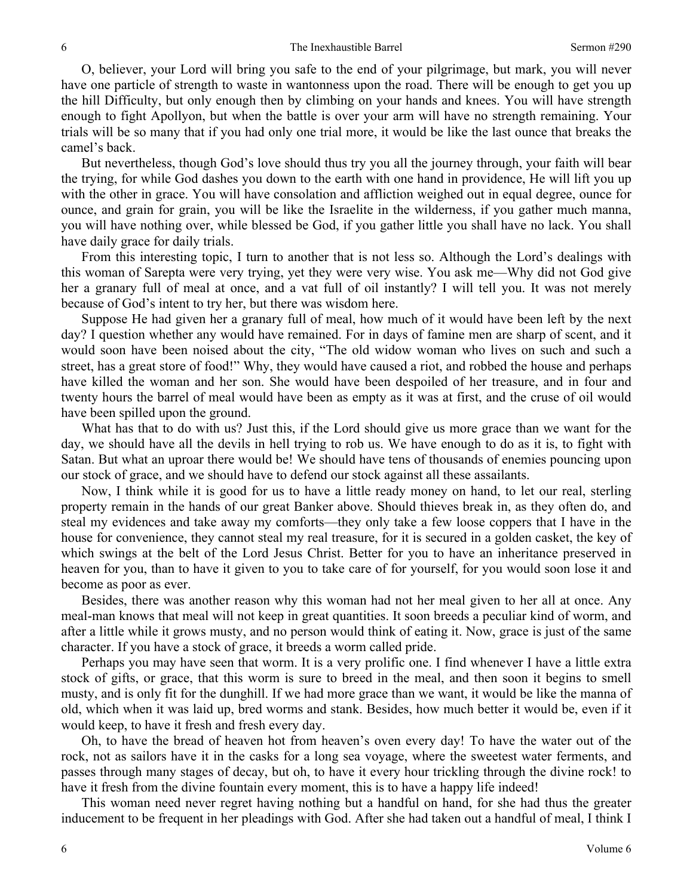O, believer, your Lord will bring you safe to the end of your pilgrimage, but mark, you will never have one particle of strength to waste in wantonness upon the road. There will be enough to get you up the hill Difficulty, but only enough then by climbing on your hands and knees. You will have strength enough to fight Apollyon, but when the battle is over your arm will have no strength remaining. Your trials will be so many that if you had only one trial more, it would be like the last ounce that breaks the camel's back.

But nevertheless, though God's love should thus try you all the journey through, your faith will bear the trying, for while God dashes you down to the earth with one hand in providence, He will lift you up with the other in grace. You will have consolation and affliction weighed out in equal degree, ounce for ounce, and grain for grain, you will be like the Israelite in the wilderness, if you gather much manna, you will have nothing over, while blessed be God, if you gather little you shall have no lack. You shall have daily grace for daily trials.

From this interesting topic, I turn to another that is not less so. Although the Lord's dealings with this woman of Sarepta were very trying, yet they were very wise. You ask me—Why did not God give her a granary full of meal at once, and a vat full of oil instantly? I will tell you. It was not merely because of God's intent to try her, but there was wisdom here.

Suppose He had given her a granary full of meal, how much of it would have been left by the next day? I question whether any would have remained. For in days of famine men are sharp of scent, and it would soon have been noised about the city, "The old widow woman who lives on such and such a street, has a great store of food!" Why, they would have caused a riot, and robbed the house and perhaps have killed the woman and her son. She would have been despoiled of her treasure, and in four and twenty hours the barrel of meal would have been as empty as it was at first, and the cruse of oil would have been spilled upon the ground.

What has that to do with us? Just this, if the Lord should give us more grace than we want for the day, we should have all the devils in hell trying to rob us. We have enough to do as it is, to fight with Satan. But what an uproar there would be! We should have tens of thousands of enemies pouncing upon our stock of grace, and we should have to defend our stock against all these assailants.

Now, I think while it is good for us to have a little ready money on hand, to let our real, sterling property remain in the hands of our great Banker above. Should thieves break in, as they often do, and steal my evidences and take away my comforts—they only take a few loose coppers that I have in the house for convenience, they cannot steal my real treasure, for it is secured in a golden casket, the key of which swings at the belt of the Lord Jesus Christ. Better for you to have an inheritance preserved in heaven for you, than to have it given to you to take care of for yourself, for you would soon lose it and become as poor as ever.

Besides, there was another reason why this woman had not her meal given to her all at once. Any meal-man knows that meal will not keep in great quantities. It soon breeds a peculiar kind of worm, and after a little while it grows musty, and no person would think of eating it. Now, grace is just of the same character. If you have a stock of grace, it breeds a worm called pride.

Perhaps you may have seen that worm. It is a very prolific one. I find whenever I have a little extra stock of gifts, or grace, that this worm is sure to breed in the meal, and then soon it begins to smell musty, and is only fit for the dunghill. If we had more grace than we want, it would be like the manna of old, which when it was laid up, bred worms and stank. Besides, how much better it would be, even if it would keep, to have it fresh and fresh every day.

Oh, to have the bread of heaven hot from heaven's oven every day! To have the water out of the rock, not as sailors have it in the casks for a long sea voyage, where the sweetest water ferments, and passes through many stages of decay, but oh, to have it every hour trickling through the divine rock! to have it fresh from the divine fountain every moment, this is to have a happy life indeed!

This woman need never regret having nothing but a handful on hand, for she had thus the greater inducement to be frequent in her pleadings with God. After she had taken out a handful of meal, I think I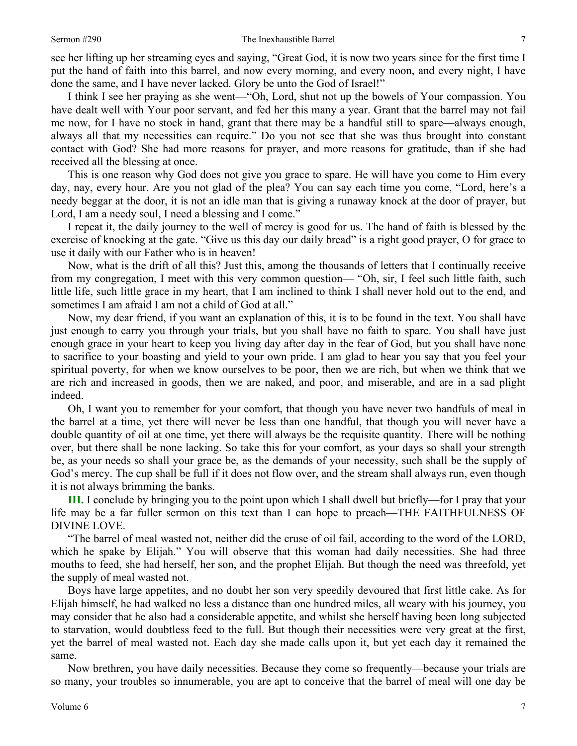see her lifting up her streaming eyes and saying, "Great God, it is now two years since for the first time I put the hand of faith into this barrel, and now every morning, and every noon, and every night, I have done the same, and I have never lacked. Glory be unto the God of Israel!"

I think I see her praying as she went—"Oh, Lord, shut not up the bowels of Your compassion. You have dealt well with Your poor servant, and fed her this many a year. Grant that the barrel may not fail me now, for I have no stock in hand, grant that there may be a handful still to spare—always enough, always all that my necessities can require." Do you not see that she was thus brought into constant contact with God? She had more reasons for prayer, and more reasons for gratitude, than if she had received all the blessing at once.

This is one reason why God does not give you grace to spare. He will have you come to Him every day, nay, every hour. Are you not glad of the plea? You can say each time you come, "Lord, here's a needy beggar at the door, it is not an idle man that is giving a runaway knock at the door of prayer, but Lord, I am a needy soul, I need a blessing and I come."

I repeat it, the daily journey to the well of mercy is good for us. The hand of faith is blessed by the exercise of knocking at the gate. "Give us this day our daily bread" is a right good prayer, O for grace to use it daily with our Father who is in heaven!

Now, what is the drift of all this? Just this, among the thousands of letters that I continually receive from my congregation, I meet with this very common question— "Oh, sir, I feel such little faith, such little life, such little grace in my heart, that I am inclined to think I shall never hold out to the end, and sometimes I am afraid I am not a child of God at all."

Now, my dear friend, if you want an explanation of this, it is to be found in the text. You shall have just enough to carry you through your trials, but you shall have no faith to spare. You shall have just enough grace in your heart to keep you living day after day in the fear of God, but you shall have none to sacrifice to your boasting and yield to your own pride. I am glad to hear you say that you feel your spiritual poverty, for when we know ourselves to be poor, then we are rich, but when we think that we are rich and increased in goods, then we are naked, and poor, and miserable, and are in a sad plight indeed.

Oh, I want you to remember for your comfort, that though you have never two handfuls of meal in the barrel at a time, yet there will never be less than one handful, that though you will never have a double quantity of oil at one time, yet there will always be the requisite quantity. There will be nothing over, but there shall be none lacking. So take this for your comfort, as your days so shall your strength be, as your needs so shall your grace be, as the demands of your necessity, such shall be the supply of God's mercy. The cup shall be full if it does not flow over, and the stream shall always run, even though it is not always brimming the banks.

**III.** I conclude by bringing you to the point upon which I shall dwell but briefly—for I pray that your life may be a far fuller sermon on this text than I can hope to preach—THE FAITHFULNESS OF DIVINE LOVE.

"The barrel of meal wasted not, neither did the cruse of oil fail, according to the word of the LORD, which he spake by Elijah." You will observe that this woman had daily necessities. She had three mouths to feed, she had herself, her son, and the prophet Elijah. But though the need was threefold, yet the supply of meal wasted not.

Boys have large appetites, and no doubt her son very speedily devoured that first little cake. As for Elijah himself, he had walked no less a distance than one hundred miles, all weary with his journey, you may consider that he also had a considerable appetite, and whilst she herself having been long subjected to starvation, would doubtless feed to the full. But though their necessities were very great at the first, yet the barrel of meal wasted not. Each day she made calls upon it, but yet each day it remained the same.

Now brethren, you have daily necessities. Because they come so frequently—because your trials are so many, your troubles so innumerable, you are apt to conceive that the barrel of meal will one day be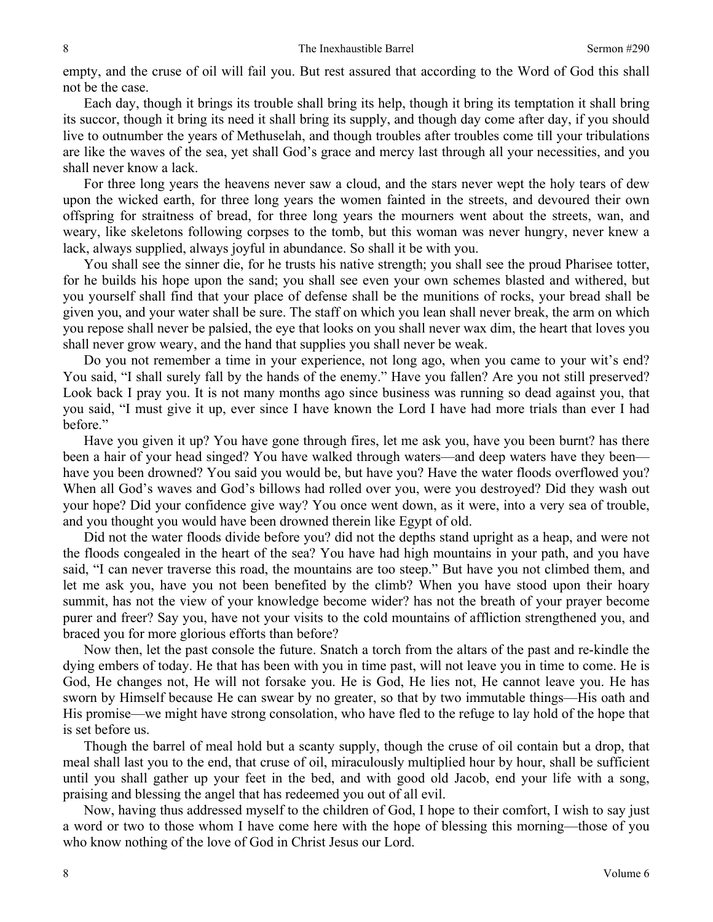empty, and the cruse of oil will fail you. But rest assured that according to the Word of God this shall not be the case.

Each day, though it brings its trouble shall bring its help, though it bring its temptation it shall bring its succor, though it bring its need it shall bring its supply, and though day come after day, if you should live to outnumber the years of Methuselah, and though troubles after troubles come till your tribulations are like the waves of the sea, yet shall God's grace and mercy last through all your necessities, and you shall never know a lack.

For three long years the heavens never saw a cloud, and the stars never wept the holy tears of dew upon the wicked earth, for three long years the women fainted in the streets, and devoured their own offspring for straitness of bread, for three long years the mourners went about the streets, wan, and weary, like skeletons following corpses to the tomb, but this woman was never hungry, never knew a lack, always supplied, always joyful in abundance. So shall it be with you.

You shall see the sinner die, for he trusts his native strength; you shall see the proud Pharisee totter, for he builds his hope upon the sand; you shall see even your own schemes blasted and withered, but you yourself shall find that your place of defense shall be the munitions of rocks, your bread shall be given you, and your water shall be sure. The staff on which you lean shall never break, the arm on which you repose shall never be palsied, the eye that looks on you shall never wax dim, the heart that loves you shall never grow weary, and the hand that supplies you shall never be weak.

Do you not remember a time in your experience, not long ago, when you came to your wit's end? You said, "I shall surely fall by the hands of the enemy." Have you fallen? Are you not still preserved? Look back I pray you. It is not many months ago since business was running so dead against you, that you said, "I must give it up, ever since I have known the Lord I have had more trials than ever I had before."

Have you given it up? You have gone through fires, let me ask you, have you been burnt? has there been a hair of your head singed? You have walked through waters—and deep waters have they been—have you been drowned? You said you would be, but have you? Have the water floods overflowed you? When all God's waves and God's billows had rolled over you, were you destroyed? Did they wash out your hope? Did your confidence give way? You once went down, as it were, into a very sea of trouble, and you thought you would have been drowned therein like Egypt of old.

Did not the water floods divide before you? did not the depths stand upright as a heap, and were not the floods congealed in the heart of the sea? You have had high mountains in your path, and you have said, "I can never traverse this road, the mountains are too steep." But have you not climbed them, and let me ask you, have you not been benefited by the climb? When you have stood upon their hoary summit, has not the view of your knowledge become wider? has not the breath of your prayer become purer and freer? Say you, have not your visits to the cold mountains of affliction strengthened you, and braced you for more glorious efforts than before?

Now then, let the past console the future. Snatch a torch from the altars of the past and re-kindle the dying embers of today. He that has been with you in time past, will not leave you in time to come. He is God, He changes not, He will not forsake you. He is God, He lies not, He cannot leave you. He has sworn by Himself because He can swear by no greater, so that by two immutable things—His oath and His promise—we might have strong consolation, who have fled to the refuge to lay hold of the hope that is set before us.

Though the barrel of meal hold but a scanty supply, though the cruse of oil contain but a drop, that meal shall last you to the end, that cruse of oil, miraculously multiplied hour by hour, shall be sufficient until you shall gather up your feet in the bed, and with good old Jacob, end your life with a song, praising and blessing the angel that has redeemed you out of all evil.

Now, having thus addressed myself to the children of God, I hope to their comfort, I wish to say just a word or two to those whom I have come here with the hope of blessing this morning—those of you who know nothing of the love of God in Christ Jesus our Lord.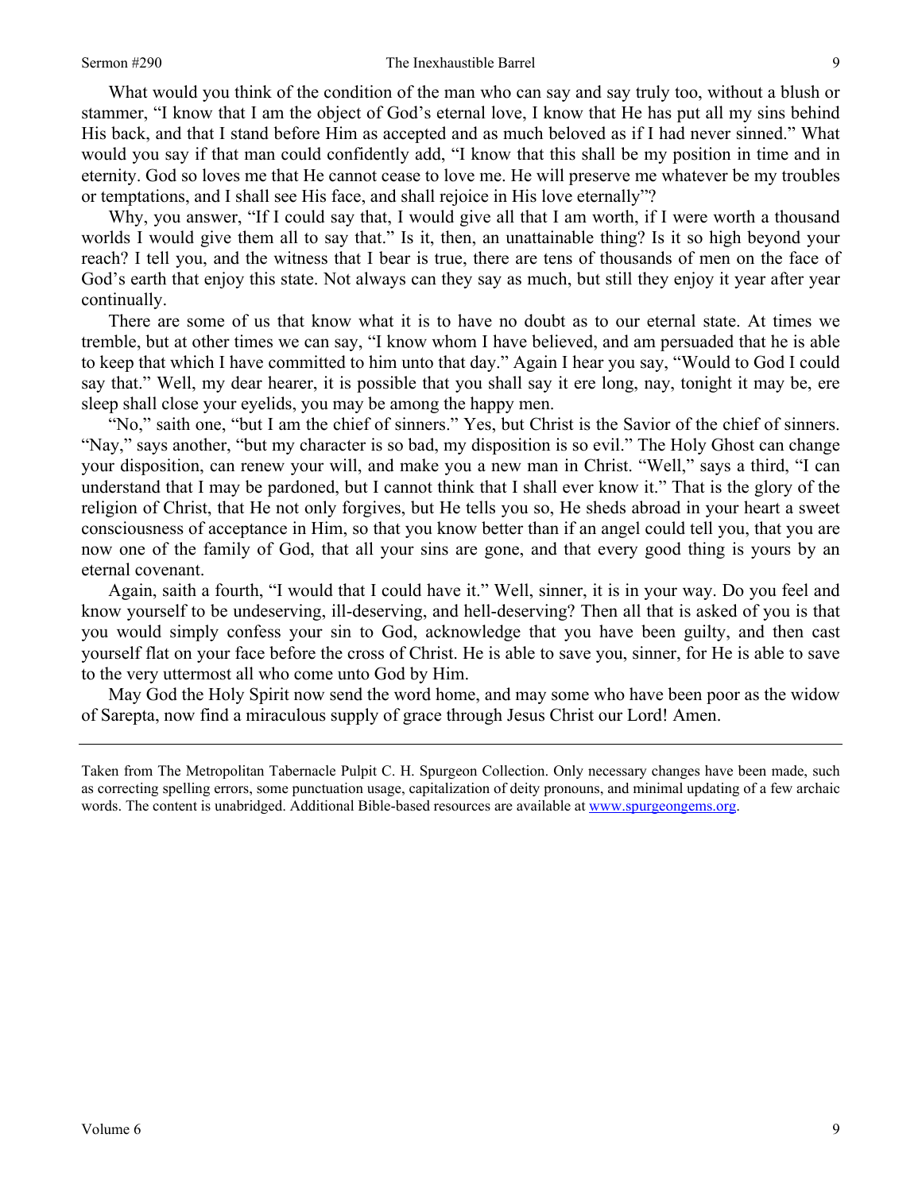What would you think of the condition of the man who can say and say truly too, without a blush or stammer, "I know that I am the object of God's eternal love, I know that He has put all my sins behind His back, and that I stand before Him as accepted and as much beloved as if I had never sinned." What would you say if that man could confidently add, "I know that this shall be my position in time and in eternity. God so loves me that He cannot cease to love me. He will preserve me whatever be my troubles or temptations, and I shall see His face, and shall rejoice in His love eternally"?

Why, you answer, "If I could say that, I would give all that I am worth, if I were worth a thousand worlds I would give them all to say that." Is it, then, an unattainable thing? Is it so high beyond your reach? I tell you, and the witness that I bear is true, there are tens of thousands of men on the face of God's earth that enjoy this state. Not always can they say as much, but still they enjoy it year after year continually.

There are some of us that know what it is to have no doubt as to our eternal state. At times we tremble, but at other times we can say, "I know whom I have believed, and am persuaded that he is able to keep that which I have committed to him unto that day." Again I hear you say, "Would to God I could say that." Well, my dear hearer, it is possible that you shall say it ere long, nay, tonight it may be, ere sleep shall close your eyelids, you may be among the happy men.

"No," saith one, "but I am the chief of sinners." Yes, but Christ is the Savior of the chief of sinners. "Nay," says another, "but my character is so bad, my disposition is so evil." The Holy Ghost can change your disposition, can renew your will, and make you a new man in Christ. "Well," says a third, "I can understand that I may be pardoned, but I cannot think that I shall ever know it." That is the glory of the religion of Christ, that He not only forgives, but He tells you so, He sheds abroad in your heart a sweet consciousness of acceptance in Him, so that you know better than if an angel could tell you, that you are now one of the family of God, that all your sins are gone, and that every good thing is yours by an eternal covenant.

Again, saith a fourth, "I would that I could have it." Well, sinner, it is in your way. Do you feel and know yourself to be undeserving, ill-deserving, and hell-deserving? Then all that is asked of you is that you would simply confess your sin to God, acknowledge that you have been guilty, and then cast yourself flat on your face before the cross of Christ. He is able to save you, sinner, for He is able to save to the very uttermost all who come unto God by Him.

May God the Holy Spirit now send the word home, and may some who have been poor as the widow of Sarepta, now find a miraculous supply of grace through Jesus Christ our Lord! Amen.

---

Taken from The Metropolitan Tabernacle Pulpit C. H. Spurgeon Collection. Only necessary changes have been made, such as correcting spelling errors, some punctuation usage, capitalization of deity pronouns, and minimal updating of a few archaic words. The content is unabridged. Additional Bible-based resources are available at www.spurgeongems.org.